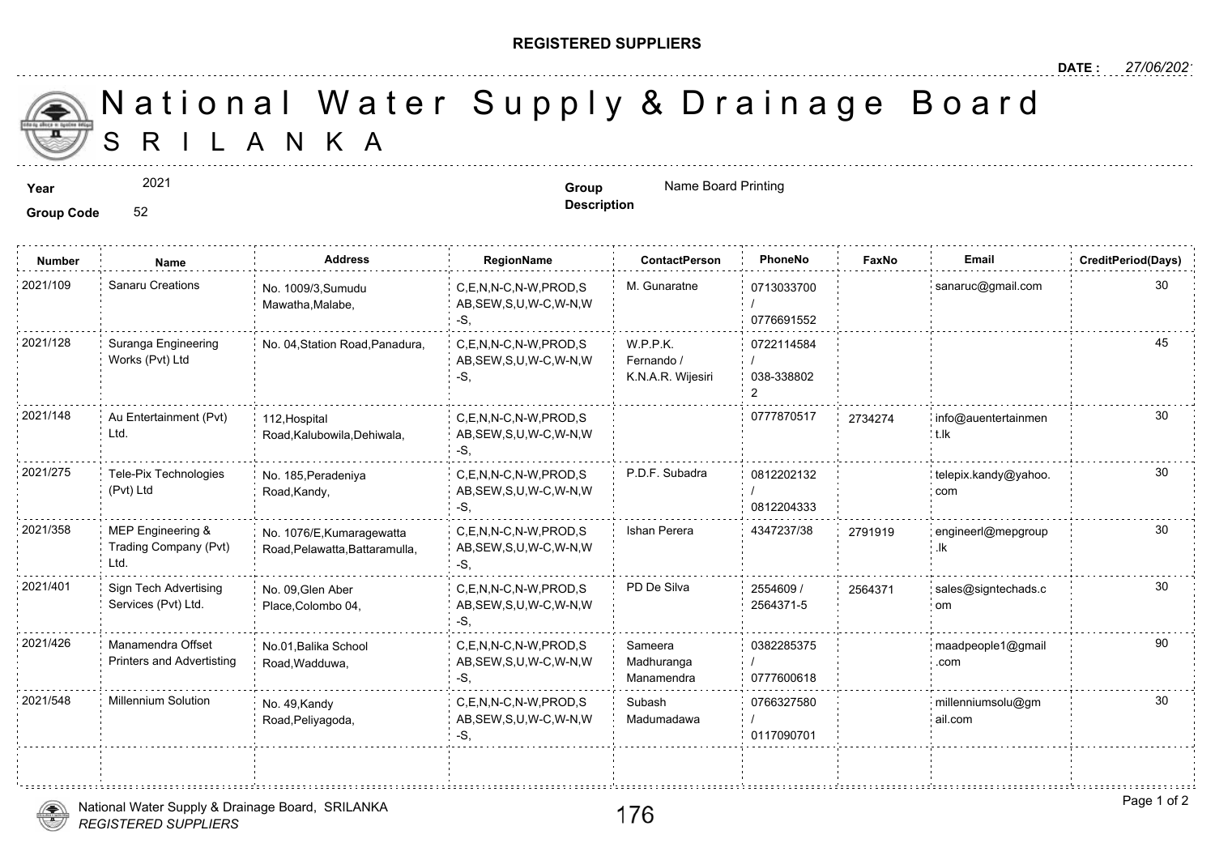**REGISTERED SUPPLIERS**

**DATE :** 27/06/2021

# National Water Supply & Drainage Board
## S R I L A N K A

**Year** 2021

**Group Code** 52

**Group Description** Name Board Printing

| Number | Name | Address | RegionName | ContactPerson | PhoneNo | FaxNo | Email | CreditPeriod(Days) |
|---|---|---|---|---|---|---|---|---|
| 2021/109 | Sanaru Creations | No. 1009/3,Sumudu Mawatha,Malabe, | C,E,N,N-C,N-W,PROD,SAB,SEW,S,U,W-C,W-N,W-S, | M. Gunaratne | 0713033700 / 0776691552 | | sanaruc@gmail.com | 30 |
| 2021/128 | Suranga Engineering Works (Pvt) Ltd | No. 04,Station Road,Panadura, | C,E,N,N-C,N-W,PROD,SAB,SEW,S,U,W-C,W-N,W-S, | W.P.P.K. Fernando / K.N.A.R. Wijesiri | 0722114584 / 038-3388022 | | | 45 |
| 2021/148 | Au Entertainment (Pvt) Ltd. | 112,Hospital Road,Kalubowila,Dehiwala, | C,E,N,N-C,N-W,PROD,SAB,SEW,S,U,W-C,W-N,W-S, | | 0777870517 | 2734274 | info@auentertainment.lk | 30 |
| 2021/275 | Tele-Pix Technologies (Pvt) Ltd | No. 185,Peradeniya Road,Kandy, | C,E,N,N-C,N-W,PROD,SAB,SEW,S,U,W-C,W-N,W-S, | P.D.F. Subadra | 0812202132 / 0812204333 | | telepix.kandy@yahoo.com | 30 |
| 2021/358 | MEP Engineering & Trading Company (Pvt) Ltd. | No. 1076/E,Kumaragewatta Road,Pelawatta,Battaramulla, | C,E,N,N-C,N-W,PROD,SAB,SEW,S,U,W-C,W-N,W-S, | Ishan Perera | 4347237/38 | 2791919 | engineerl@mepgroup.lk | 30 |
| 2021/401 | Sign Tech Advertising Services (Pvt) Ltd. | No. 09,Glen Aber Place,Colombo 04, | C,E,N,N-C,N-W,PROD,SAB,SEW,S,U,W-C,W-N,W-S, | PD De Silva | 2554609 / 2564371-5 | 2564371 | sales@signtechads.com | 30 |
| 2021/426 | Manamendra Offset Printers and Advertisting | No.01,Balika School Road,Wadduwa, | C,E,N,N-C,N-W,PROD,SAB,SEW,S,U,W-C,W-N,W-S, | Sameera Madhuranga Manamendra | 0382285375 / 0777600618 | | maadpeople1@gmail.com | 90 |
| 2021/548 | Millennium Solution | No. 49,Kandy Road,Peliyagoda, | C,E,N,N-C,N-W,PROD,SAB,SEW,S,U,W-C,W-N,W-S, | Subash Madumadawa | 0766327580 / 0117090701 | | millenniumsolu@gmail.com | 30 |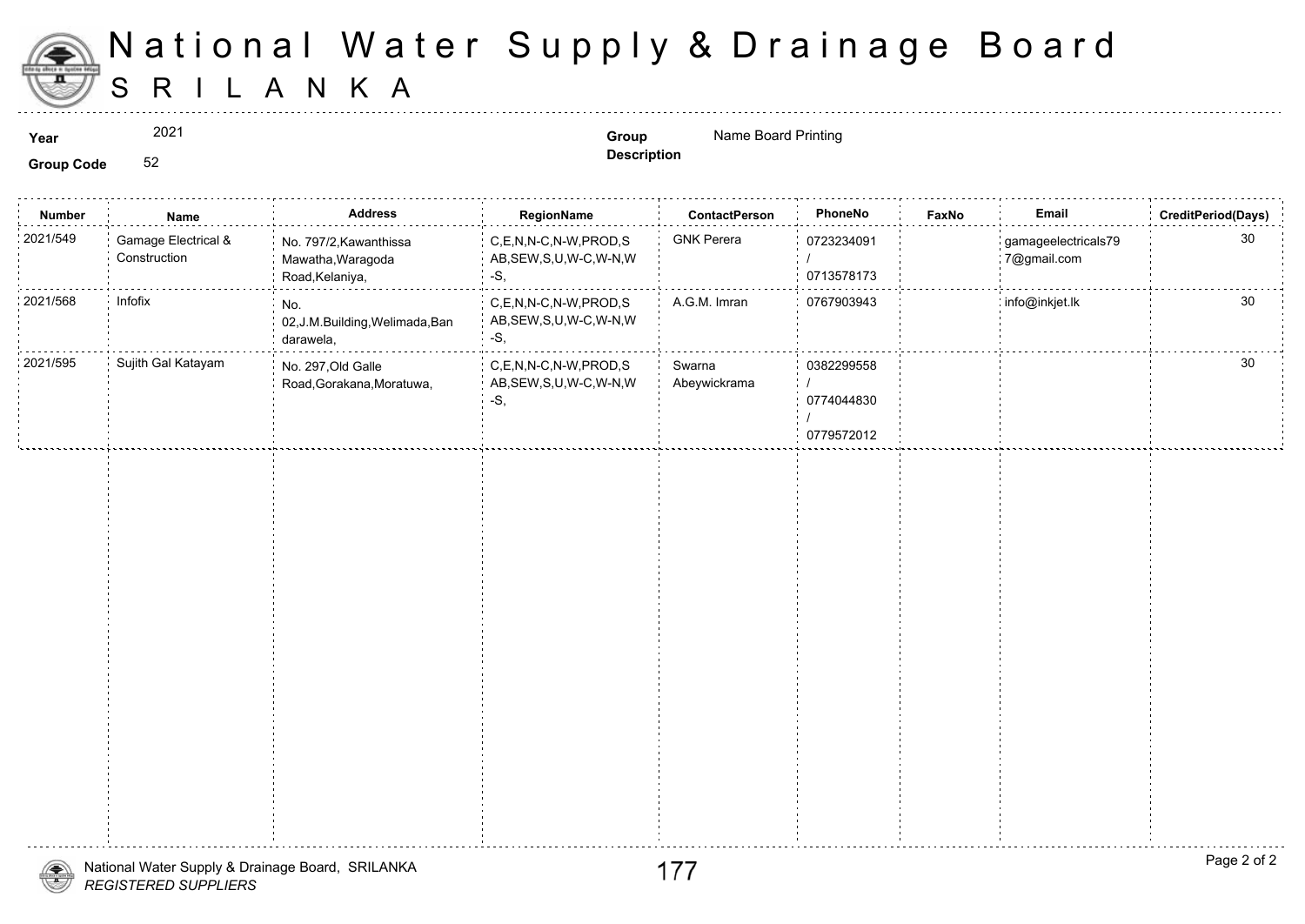# National Water Supply & Drainage Board

## SRILANKA

**Year** 2021

**Group Code** 52

**Group Description** Name Board Printing

| Number | Name | Address | RegionName | ContactPerson | PhoneNo | FaxNo | Email | CreditPeriod(Days) |
|---|---|---|---|---|---|---|---|---|
| 2021/549 | Gamage Electrical & Construction | No. 797/2,Kawanthissa Mawatha,Waragoda Road,Kelaniya, | C,E,N,N-C,N-W,PROD,SAB,SEW,S,U,W-C,W-N,W-S, | GNK Perera | 0723234091 / 0713578173 | | gamageelectricals797@gmail.com | 30 |
| 2021/568 | Infofix | No. 02,J.M.Building,Welimada,Bandarawela, | C,E,N,N-C,N-W,PROD,SAB,SEW,S,U,W-C,W-N,W-S, | A.G.M. Imran | 0767903943 | | info@inkjet.lk | 30 |
| 2021/595 | Sujith Gal Katayam | No. 297,Old Galle Road,Gorakana,Moratuwa, | C,E,N,N-C,N-W,PROD,SAB,SEW,S,U,W-C,W-N,W-S, | Swarna Abeywickrama | 0382299558 / 0774044830 / 0779572012 | | | 30 |

National Water Supply & Drainage Board, SRILANKA
*REGISTERED SUPPLIERS*